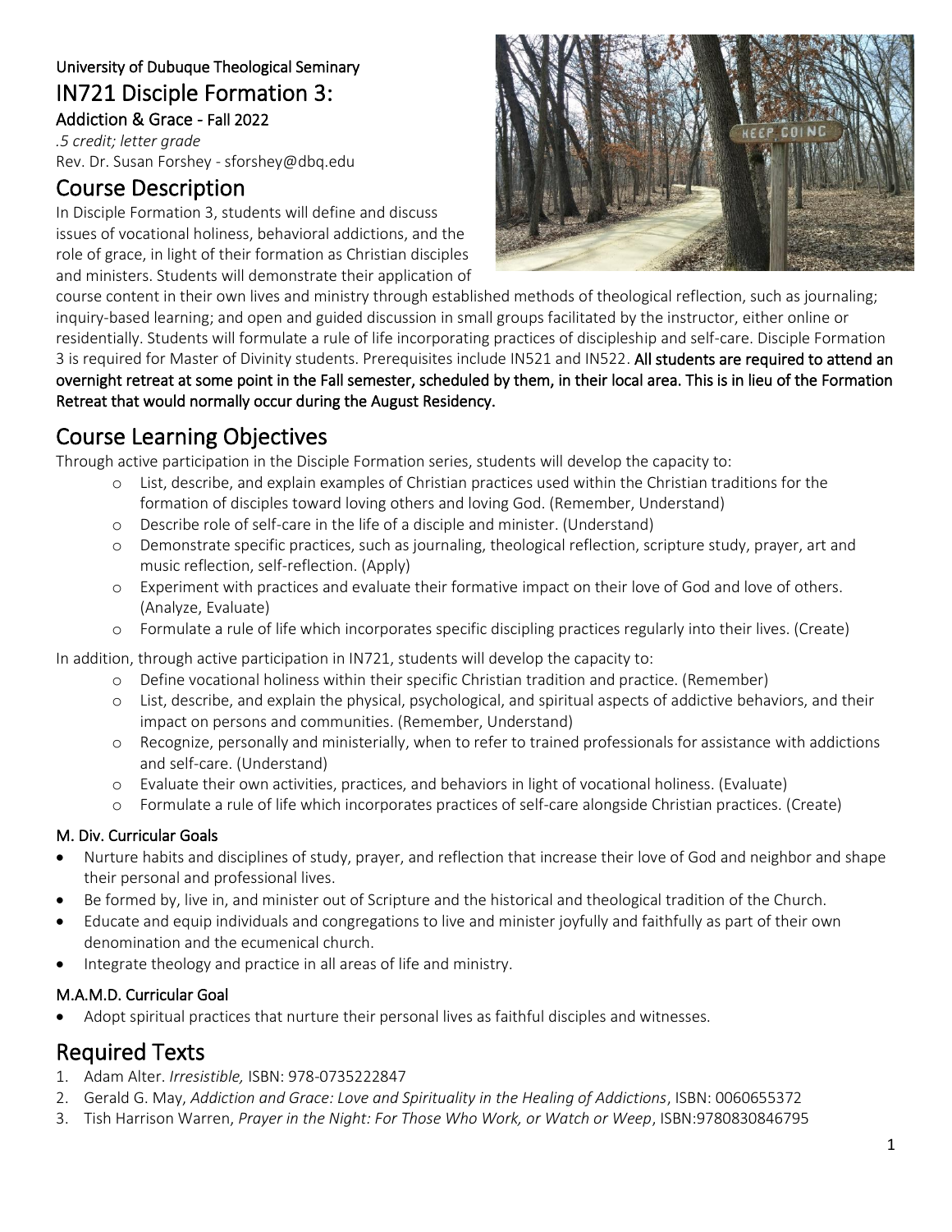University of Dubuque Theological Seminary

# IN721 Disciple Formation 3:

### Addiction & Grace - Fall 2022

*.5 credit; letter grade*
Rev. Dr. Susan Forshey - sforshey@dbq.edu

## Course Description

In Disciple Formation 3, students will define and discuss issues of vocational holiness, behavioral addictions, and the role of grace, in light of their formation as Christian disciples and ministers. Students will demonstrate their application of course content in their own lives and ministry through established methods of theological reflection, such as journaling; inquiry-based learning; and open and guided discussion in small groups facilitated by the instructor, either online or residentially. Students will formulate a rule of life incorporating practices of discipleship and self-care. Disciple Formation 3 is required for Master of Divinity students. Prerequisites include IN521 and IN522. **All students are required to attend an overnight retreat at some point in the Fall semester, scheduled by them, in their local area. This is in lieu of the Formation Retreat that would normally occur during the August Residency.**

## Course Learning Objectives

Through active participation in the Disciple Formation series, students will develop the capacity to:

- List, describe, and explain examples of Christian practices used within the Christian traditions for the formation of disciples toward loving others and loving God. (Remember, Understand)
- Describe role of self-care in the life of a disciple and minister. (Understand)
- Demonstrate specific practices, such as journaling, theological reflection, scripture study, prayer, art and music reflection, self-reflection. (Apply)
- Experiment with practices and evaluate their formative impact on their love of God and love of others. (Analyze, Evaluate)
- Formulate a rule of life which incorporates specific discipling practices regularly into their lives. (Create)

In addition, through active participation in IN721, students will develop the capacity to:

- Define vocational holiness within their specific Christian tradition and practice. (Remember)
- List, describe, and explain the physical, psychological, and spiritual aspects of addictive behaviors, and their impact on persons and communities. (Remember, Understand)
- Recognize, personally and ministerially, when to refer to trained professionals for assistance with addictions and self-care. (Understand)
- Evaluate their own activities, practices, and behaviors in light of vocational holiness. (Evaluate)
- Formulate a rule of life which incorporates practices of self-care alongside Christian practices. (Create)

#### M. Div. Curricular Goals

- Nurture habits and disciplines of study, prayer, and reflection that increase their love of God and neighbor and shape their personal and professional lives.
- Be formed by, live in, and minister out of Scripture and the historical and theological tradition of the Church.
- Educate and equip individuals and congregations to live and minister joyfully and faithfully as part of their own denomination and the ecumenical church.
- Integrate theology and practice in all areas of life and ministry.

#### M.A.M.D. Curricular Goal

- Adopt spiritual practices that nurture their personal lives as faithful disciples and witnesses.

## Required Texts

1. Adam Alter. *Irresistible,* ISBN: 978-0735222847
2. Gerald G. May, *Addiction and Grace: Love and Spirituality in the Healing of Addictions*, ISBN: 0060655372
3. Tish Harrison Warren, *Prayer in the Night: For Those Who Work, or Watch or Weep*, ISBN:9780830846795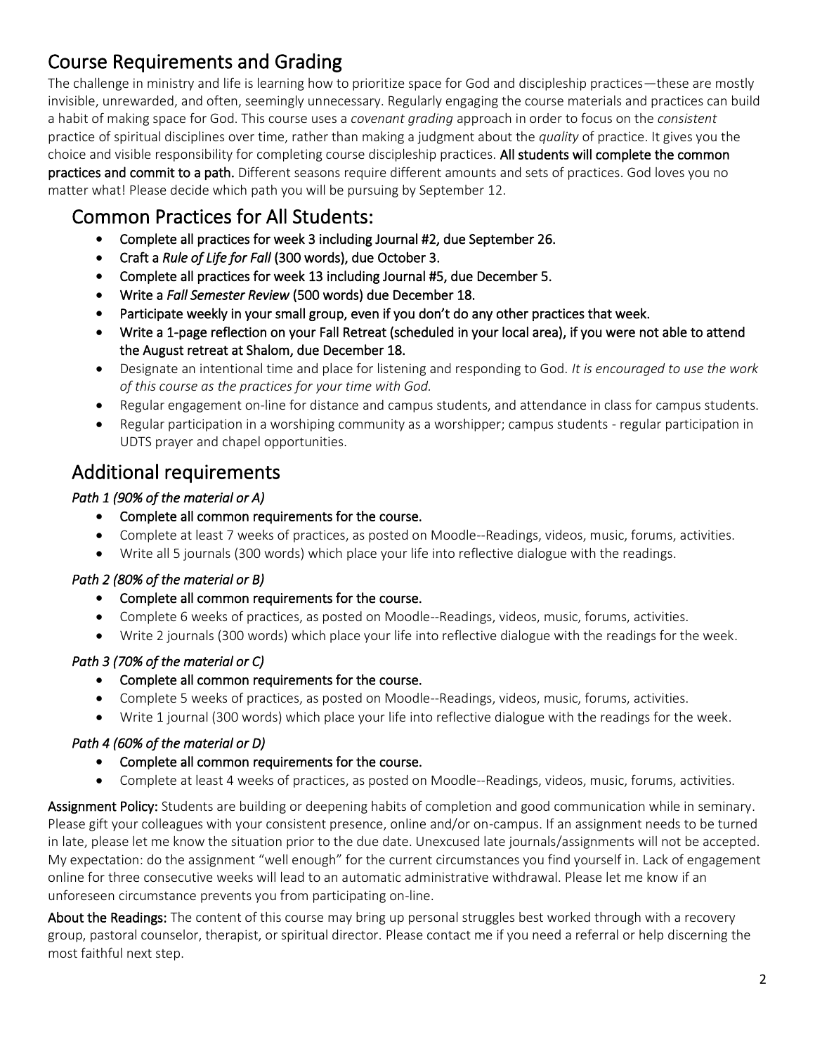# Course Requirements and Grading

The challenge in ministry and life is learning how to prioritize space for God and discipleship practices—these are mostly invisible, unrewarded, and often, seemingly unnecessary. Regularly engaging the course materials and practices can build a habit of making space for God. This course uses a *covenant grading* approach in order to focus on the *consistent* practice of spiritual disciplines over time, rather than making a judgment about the *quality* of practice. It gives you the choice and visible responsibility for completing course discipleship practices. **All students will complete the common practices and commit to a path.** Different seasons require different amounts and sets of practices. God loves you no matter what! Please decide which path you will be pursuing by September 12.

## Common Practices for All Students:

- **Complete all practices for week 3 including Journal #2, due September 26.**
- **Craft a *Rule of Life for Fall* (300 words), due October 3.**
- **Complete all practices for week 13 including Journal #5, due December 5.**
- **Write a *Fall Semester Review* (500 words) due December 18.**
- **Participate weekly in your small group, even if you don't do any other practices that week.**
- **Write a 1-page reflection on your Fall Retreat (scheduled in your local area), if you were not able to attend the August retreat at Shalom, due December 18.**
- Designate an intentional time and place for listening and responding to God. *It is encouraged to use the work of this course as the practices for your time with God.*
- Regular engagement on-line for distance and campus students, and attendance in class for campus students.
- Regular participation in a worshiping community as a worshipper; campus students - regular participation in UDTS prayer and chapel opportunities.

## Additional requirements

### *Path 1 (90% of the material or A)*

- **Complete all common requirements for the course.**
- Complete at least 7 weeks of practices, as posted on Moodle--Readings, videos, music, forums, activities.
- Write all 5 journals (300 words) which place your life into reflective dialogue with the readings.

### *Path 2 (80% of the material or B)*

- **Complete all common requirements for the course.**
- Complete 6 weeks of practices, as posted on Moodle--Readings, videos, music, forums, activities.
- Write 2 journals (300 words) which place your life into reflective dialogue with the readings for the week.

### *Path 3 (70% of the material or C)*

- **Complete all common requirements for the course.**
- Complete 5 weeks of practices, as posted on Moodle--Readings, videos, music, forums, activities.
- Write 1 journal (300 words) which place your life into reflective dialogue with the readings for the week.

### *Path 4 (60% of the material or D)*

- **Complete all common requirements for the course.**
- Complete at least 4 weeks of practices, as posted on Moodle--Readings, videos, music, forums, activities.

**Assignment Policy:** Students are building or deepening habits of completion and good communication while in seminary. Please gift your colleagues with your consistent presence, online and/or on-campus. If an assignment needs to be turned in late, please let me know the situation prior to the due date. Unexcused late journals/assignments will not be accepted. My expectation: do the assignment "well enough" for the current circumstances you find yourself in. Lack of engagement online for three consecutive weeks will lead to an automatic administrative withdrawal. Please let me know if an unforeseen circumstance prevents you from participating on-line.

**About the Readings:** The content of this course may bring up personal struggles best worked through with a recovery group, pastoral counselor, therapist, or spiritual director. Please contact me if you need a referral or help discerning the most faithful next step.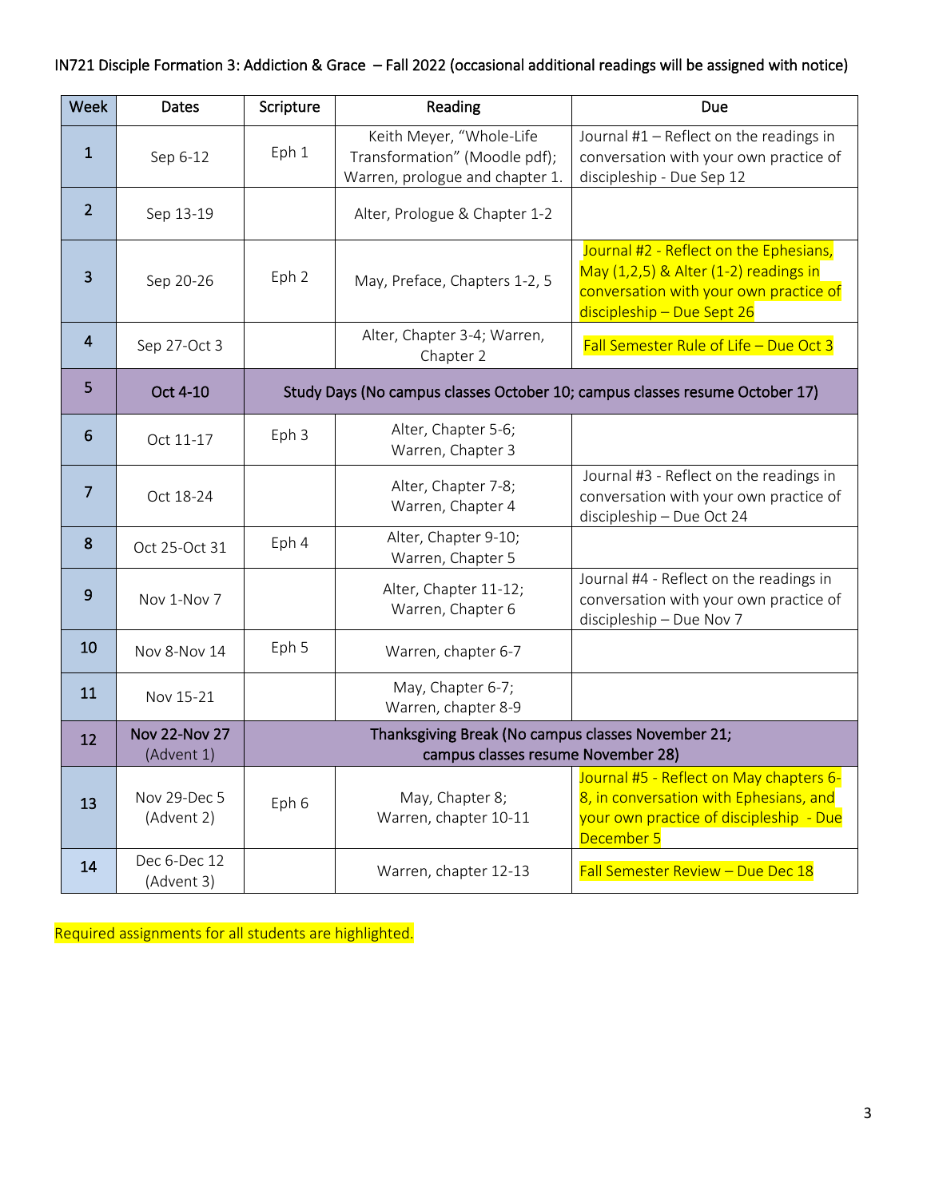IN721 Disciple Formation 3: Addiction & Grace – Fall 2022 (occasional additional readings will be assigned with notice)

| Week | Dates | Scripture | Reading | Due |
|---|---|---|---|---|
| 1 | Sep 6-12 | Eph 1 | Keith Meyer, "Whole-Life Transformation" (Moodle pdf); Warren, prologue and chapter 1. | Journal #1 – Reflect on the readings in conversation with your own practice of discipleship - Due Sep 12 |
| 2 | Sep 13-19 | | Alter, Prologue & Chapter 1-2 | |
| 3 | Sep 20-26 | Eph 2 | May, Preface, Chapters 1-2, 5 | Journal #2 - Reflect on the Ephesians, May (1,2,5) & Alter (1-2) readings in conversation with your own practice of discipleship – Due Sept 26 |
| 4 | Sep 27-Oct 3 | | Alter, Chapter 3-4; Warren, Chapter 2 | Fall Semester Rule of Life – Due Oct 3 |
| 5 | Oct 4-10 | Study Days (No campus classes October 10; campus classes resume October 17) | | |
| 6 | Oct 11-17 | Eph 3 | Alter, Chapter 5-6; Warren, Chapter 3 | |
| 7 | Oct 18-24 | | Alter, Chapter 7-8; Warren, Chapter 4 | Journal #3 - Reflect on the readings in conversation with your own practice of discipleship – Due Oct 24 |
| 8 | Oct 25-Oct 31 | Eph 4 | Alter, Chapter 9-10; Warren, Chapter 5 | |
| 9 | Nov 1-Nov 7 | | Alter, Chapter 11-12; Warren, Chapter 6 | Journal #4 - Reflect on the readings in conversation with your own practice of discipleship – Due Nov 7 |
| 10 | Nov 8-Nov 14 | Eph 5 | Warren, chapter 6-7 | |
| 11 | Nov 15-21 | | May, Chapter 6-7; Warren, chapter 8-9 | |
| 12 | Nov 22-Nov 27 (Advent 1) | Thanksgiving Break (No campus classes November 21; campus classes resume November 28) | | |
| 13 | Nov 29-Dec 5 (Advent 2) | Eph 6 | May, Chapter 8; Warren, chapter 10-11 | Journal #5 - Reflect on May chapters 6-8, in conversation with Ephesians, and your own practice of discipleship - Due December 5 |
| 14 | Dec 6-Dec 12 (Advent 3) | | Warren, chapter 12-13 | Fall Semester Review – Due Dec 18 |

Required assignments for all students are highlighted.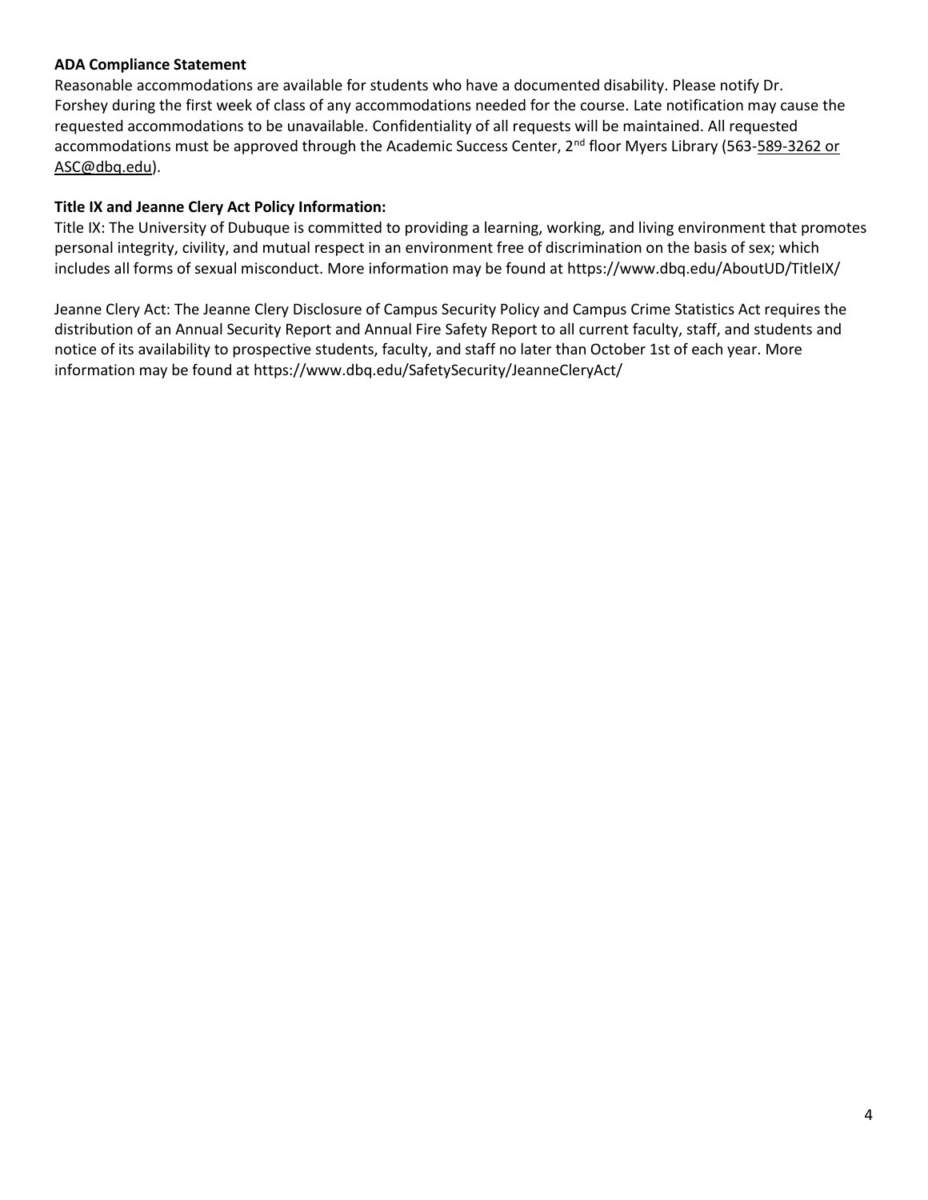**ADA Compliance Statement**

Reasonable accommodations are available for students who have a documented disability. Please notify Dr. Forshey during the first week of class of any accommodations needed for the course. Late notification may cause the requested accommodations to be unavailable. Confidentiality of all requests will be maintained. All requested accommodations must be approved through the Academic Success Center, 2nd floor Myers Library (563-589-3262 or ASC@dbq.edu).

**Title IX and Jeanne Clery Act Policy Information:**

Title IX: The University of Dubuque is committed to providing a learning, working, and living environment that promotes personal integrity, civility, and mutual respect in an environment free of discrimination on the basis of sex; which includes all forms of sexual misconduct. More information may be found at https://www.dbq.edu/AboutUD/TitleIX/

Jeanne Clery Act: The Jeanne Clery Disclosure of Campus Security Policy and Campus Crime Statistics Act requires the distribution of an Annual Security Report and Annual Fire Safety Report to all current faculty, staff, and students and notice of its availability to prospective students, faculty, and staff no later than October 1st of each year. More information may be found at https://www.dbq.edu/SafetySecurity/JeanneCleryAct/